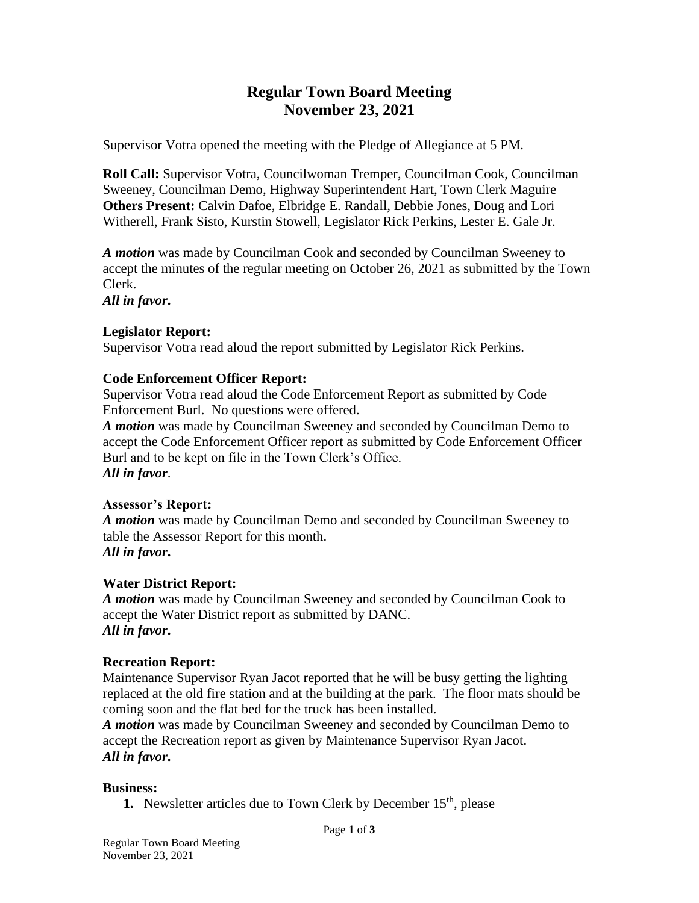# Regular Town Board Meeting
# November 23, 2021

Supervisor Votra opened the meeting with the Pledge of Allegiance at 5 PM.

**Roll Call:** Supervisor Votra, Councilwoman Tremper, Councilman Cook, Councilman Sweeney, Councilman Demo, Highway Superintendent Hart, Town Clerk Maguire
**Others Present:** Calvin Dafoe, Elbridge E. Randall, Debbie Jones, Doug and Lori Witherell, Frank Sisto, Kurstin Stowell, Legislator Rick Perkins, Lester E. Gale Jr.

***A motion*** was made by Councilman Cook and seconded by Councilman Sweeney to accept the minutes of the regular meeting on October 26, 2021 as submitted by the Town Clerk.
***All in favor.***

**Legislator Report:**
Supervisor Votra read aloud the report submitted by Legislator Rick Perkins.

**Code Enforcement Officer Report:**
Supervisor Votra read aloud the Code Enforcement Report as submitted by Code Enforcement Burl. No questions were offered.
***A motion*** was made by Councilman Sweeney and seconded by Councilman Demo to accept the Code Enforcement Officer report as submitted by Code Enforcement Officer Burl and to be kept on file in the Town Clerk's Office.
***All in favor***.

**Assessor's Report:**
***A motion*** was made by Councilman Demo and seconded by Councilman Sweeney to table the Assessor Report for this month.
***All in favor.***

**Water District Report:**
***A motion*** was made by Councilman Sweeney and seconded by Councilman Cook to accept the Water District report as submitted by DANC.
***All in favor.***

**Recreation Report:**
Maintenance Supervisor Ryan Jacot reported that he will be busy getting the lighting replaced at the old fire station and at the building at the park. The floor mats should be coming soon and the flat bed for the truck has been installed.
***A motion*** was made by Councilman Sweeney and seconded by Councilman Demo to accept the Recreation report as given by Maintenance Supervisor Ryan Jacot.
***All in favor.***

**Business:**

1. Newsletter articles due to Town Clerk by December 15th, please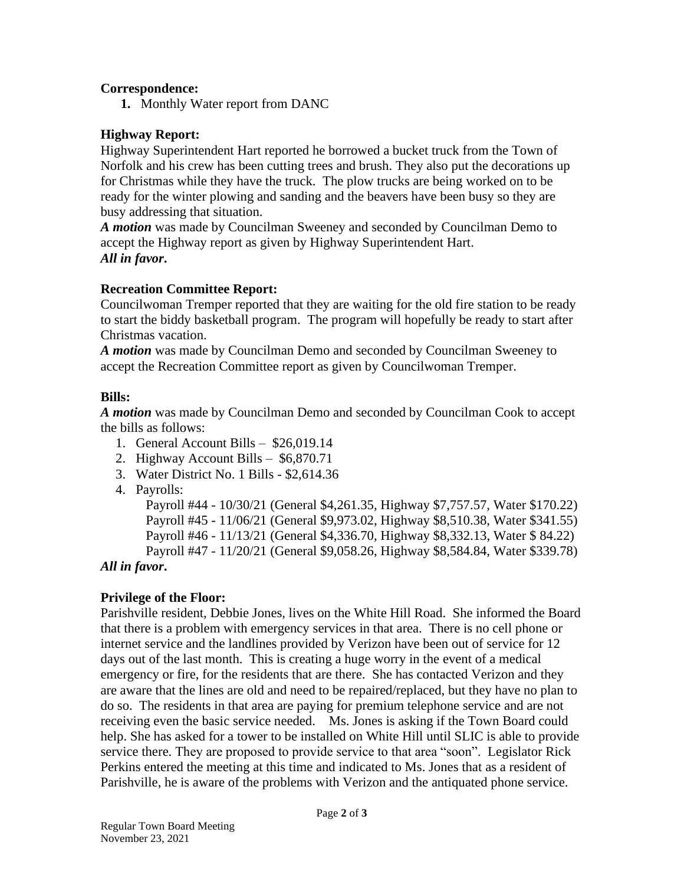**Correspondence:**

1. Monthly Water report from DANC

**Highway Report:**

Highway Superintendent Hart reported he borrowed a bucket truck from the Town of Norfolk and his crew has been cutting trees and brush. They also put the decorations up for Christmas while they have the truck. The plow trucks are being worked on to be ready for the winter plowing and sanding and the beavers have been busy so they are busy addressing that situation.

***A motion*** was made by Councilman Sweeney and seconded by Councilman Demo to accept the Highway report as given by Highway Superintendent Hart.

***All in favor.***

**Recreation Committee Report:**

Councilwoman Tremper reported that they are waiting for the old fire station to be ready to start the biddy basketball program. The program will hopefully be ready to start after Christmas vacation.

***A motion*** was made by Councilman Demo and seconded by Councilman Sweeney to accept the Recreation Committee report as given by Councilwoman Tremper.

**Bills:**

***A motion*** was made by Councilman Demo and seconded by Councilman Cook to accept the bills as follows:

1. General Account Bills – $26,019.14
2. Highway Account Bills – $6,870.71
3. Water District No. 1 Bills - $2,614.36
4. Payrolls:
   Payroll #44 - 10/30/21 (General $4,261.35, Highway $7,757.57, Water $170.22)
   Payroll #45 - 11/06/21 (General $9,973.02, Highway $8,510.38, Water $341.55)
   Payroll #46 - 11/13/21 (General $4,336.70, Highway $8,332.13, Water $ 84.22)
   Payroll #47 - 11/20/21 (General $9,058.26, Highway $8,584.84, Water $339.78)

***All in favor.***

**Privilege of the Floor:**

Parishville resident, Debbie Jones, lives on the White Hill Road. She informed the Board that there is a problem with emergency services in that area. There is no cell phone or internet service and the landlines provided by Verizon have been out of service for 12 days out of the last month. This is creating a huge worry in the event of a medical emergency or fire, for the residents that are there. She has contacted Verizon and they are aware that the lines are old and need to be repaired/replaced, but they have no plan to do so. The residents in that area are paying for premium telephone service and are not receiving even the basic service needed. Ms. Jones is asking if the Town Board could help. She has asked for a tower to be installed on White Hill until SLIC is able to provide service there. They are proposed to provide service to that area "soon". Legislator Rick Perkins entered the meeting at this time and indicated to Ms. Jones that as a resident of Parishville, he is aware of the problems with Verizon and the antiquated phone service.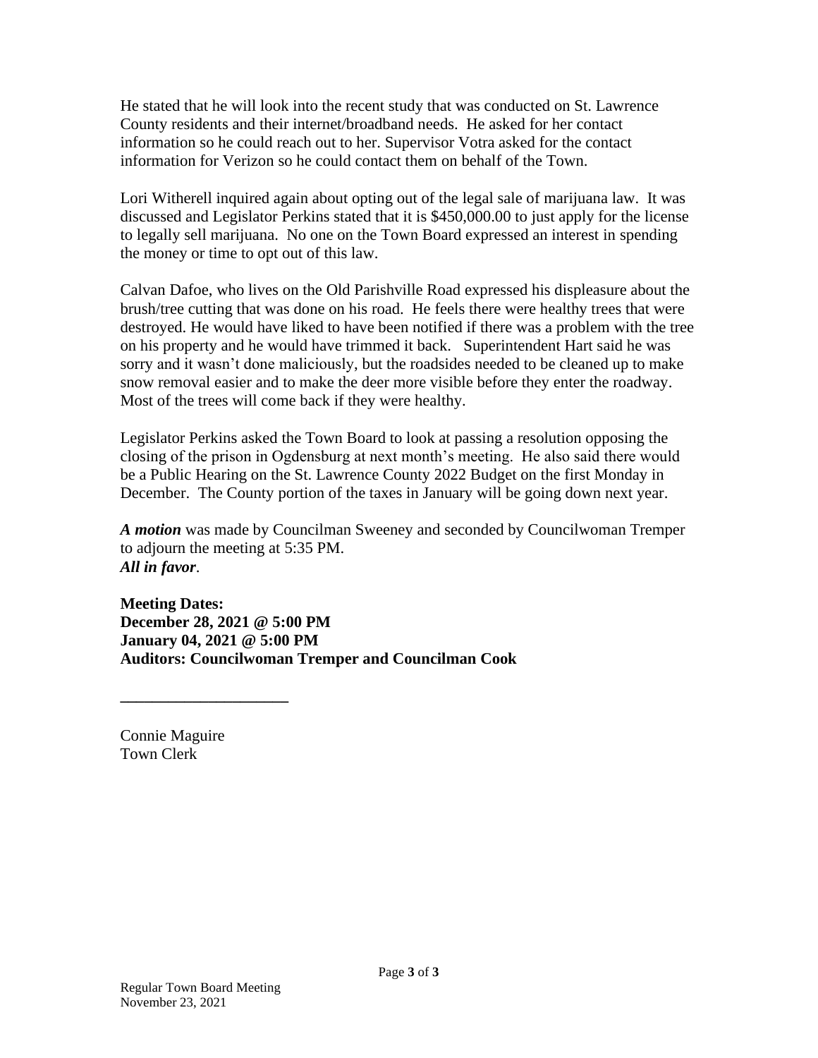He stated that he will look into the recent study that was conducted on St. Lawrence County residents and their internet/broadband needs. He asked for her contact information so he could reach out to her. Supervisor Votra asked for the contact information for Verizon so he could contact them on behalf of the Town.

Lori Witherell inquired again about opting out of the legal sale of marijuana law. It was discussed and Legislator Perkins stated that it is $450,000.00 to just apply for the license to legally sell marijuana. No one on the Town Board expressed an interest in spending the money or time to opt out of this law.

Calvan Dafoe, who lives on the Old Parishville Road expressed his displeasure about the brush/tree cutting that was done on his road. He feels there were healthy trees that were destroyed. He would have liked to have been notified if there was a problem with the tree on his property and he would have trimmed it back. Superintendent Hart said he was sorry and it wasn't done maliciously, but the roadsides needed to be cleaned up to make snow removal easier and to make the deer more visible before they enter the roadway. Most of the trees will come back if they were healthy.

Legislator Perkins asked the Town Board to look at passing a resolution opposing the closing of the prison in Ogdensburg at next month's meeting. He also said there would be a Public Hearing on the St. Lawrence County 2022 Budget on the first Monday in December. The County portion of the taxes in January will be going down next year.

***A motion*** was made by Councilman Sweeney and seconded by Councilwoman Tremper to adjourn the meeting at 5:35 PM.
***All in favor***.

**Meeting Dates:**
**December 28, 2021 @ 5:00 PM**
**January 04, 2021 @ 5:00 PM**
**Auditors: Councilwoman Tremper and Councilman Cook**

\_\_\_\_\_\_\_\_\_\_\_\_\_\_\_\_\_\_\_\_

Connie Maguire
Town Clerk